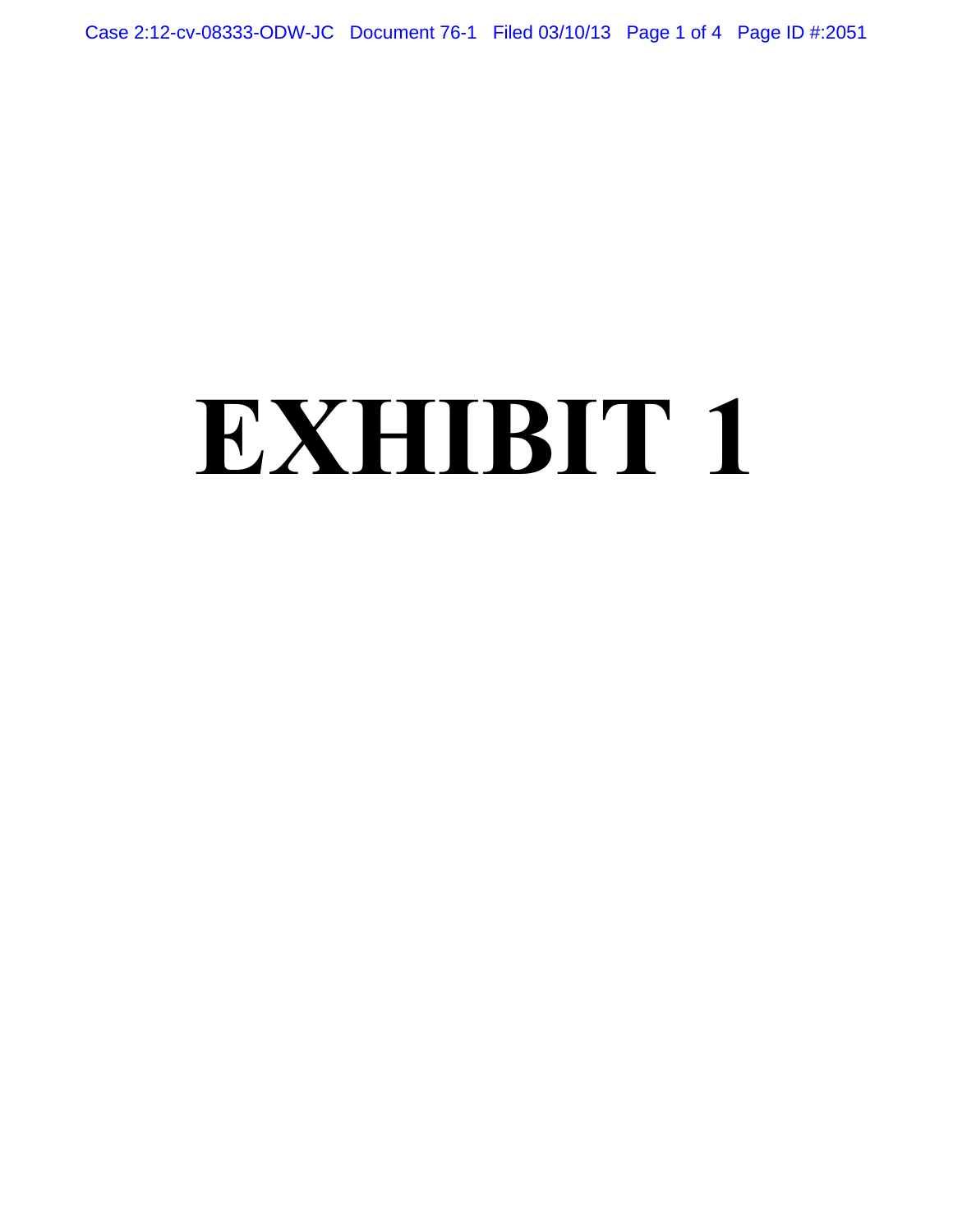# EXHIBIT 1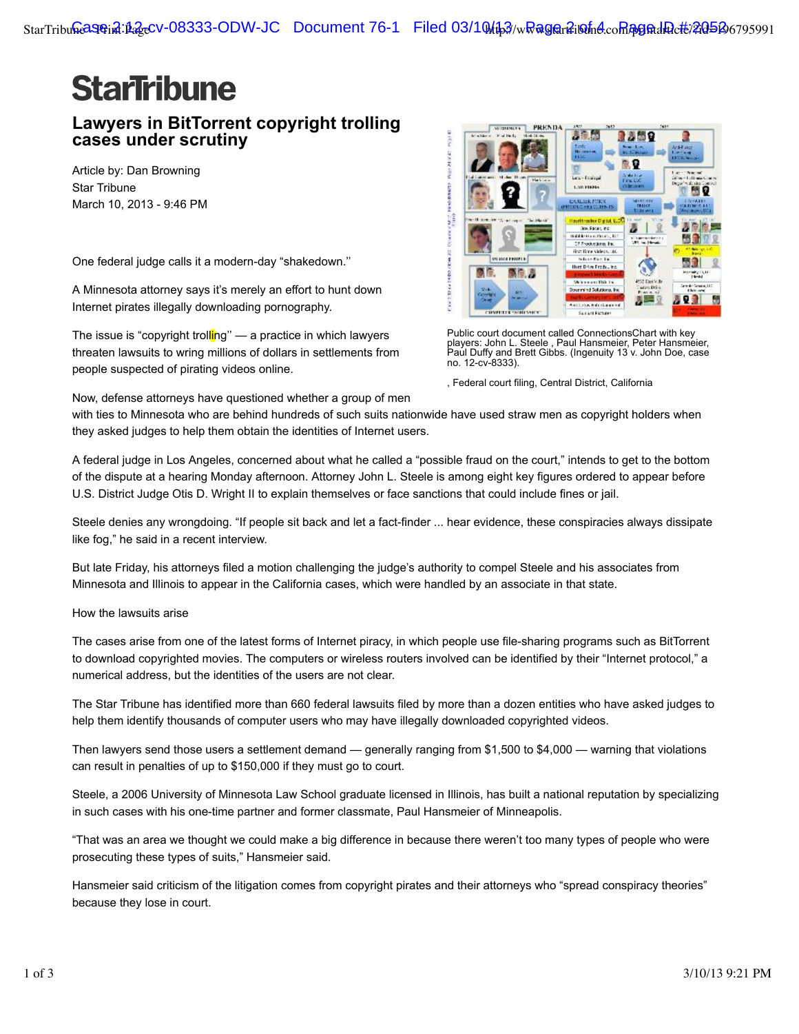# StarTribune

## Lawyers in BitTorrent copyright trolling cases under scrutiny

Article by: Dan Browning
Star Tribune
March 10, 2013 - 9:46 PM

Public court document called ConnectionsChart with key players: John L. Steele , Paul Hansmeier, Peter Hansmeier, Paul Duffy and Brett Gibbs. (Ingenuity 13 v. John Doe, case no. 12-cv-8333).

, Federal court filing, Central District, California

One federal judge calls it a modern-day "shakedown."

A Minnesota attorney says it's merely an effort to hunt down Internet pirates illegally downloading pornography.

The issue is "copyright trolling'' — a practice in which lawyers threaten lawsuits to wring millions of dollars in settlements from people suspected of pirating videos online.

Now, defense attorneys have questioned whether a group of men with ties to Minnesota who are behind hundreds of such suits nationwide have used straw men as copyright holders when they asked judges to help them obtain the identities of Internet users.

A federal judge in Los Angeles, concerned about what he called a "possible fraud on the court," intends to get to the bottom of the dispute at a hearing Monday afternoon. Attorney John L. Steele is among eight key figures ordered to appear before U.S. District Judge Otis D. Wright II to explain themselves or face sanctions that could include fines or jail.

Steele denies any wrongdoing. "If people sit back and let a fact-finder ... hear evidence, these conspiracies always dissipate like fog," he said in a recent interview.

But late Friday, his attorneys filed a motion challenging the judge's authority to compel Steele and his associates from Minnesota and Illinois to appear in the California cases, which were handled by an associate in that state.

How the lawsuits arise

The cases arise from one of the latest forms of Internet piracy, in which people use file-sharing programs such as BitTorrent to download copyrighted movies. The computers or wireless routers involved can be identified by their "Internet protocol," a numerical address, but the identities of the users are not clear.

The Star Tribune has identified more than 660 federal lawsuits filed by more than a dozen entities who have asked judges to help them identify thousands of computer users who may have illegally downloaded copyrighted videos.

Then lawyers send those users a settlement demand — generally ranging from $1,500 to $4,000 — warning that violations can result in penalties of up to $150,000 if they must go to court.

Steele, a 2006 University of Minnesota Law School graduate licensed in Illinois, has built a national reputation by specializing in such cases with his one-time partner and former classmate, Paul Hansmeier of Minneapolis.

"That was an area we thought we could make a big difference in because there weren't too many types of people who were prosecuting these types of suits," Hansmeier said.

Hansmeier said criticism of the litigation comes from copyright pirates and their attorneys who "spread conspiracy theories" because they lose in court.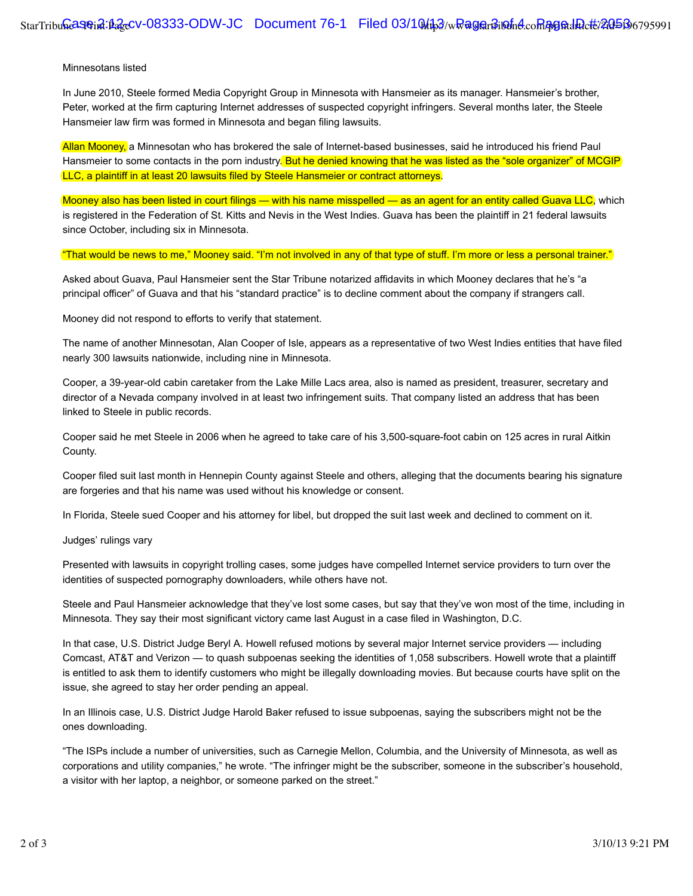Minnesotans listed

In June 2010, Steele formed Media Copyright Group in Minnesota with Hansmeier as its manager. Hansmeier's brother, Peter, worked at the firm capturing Internet addresses of suspected copyright infringers. Several months later, the Steele Hansmeier law firm was formed in Minnesota and began filing lawsuits.

Allan Mooney, a Minnesotan who has brokered the sale of Internet-based businesses, said he introduced his friend Paul Hansmeier to some contacts in the porn industry. But he denied knowing that he was listed as the "sole organizer" of MCGIP LLC, a plaintiff in at least 20 lawsuits filed by Steele Hansmeier or contract attorneys.

Mooney also has been listed in court filings — with his name misspelled — as an agent for an entity called Guava LLC, which is registered in the Federation of St. Kitts and Nevis in the West Indies. Guava has been the plaintiff in 21 federal lawsuits since October, including six in Minnesota.

"That would be news to me," Mooney said. "I'm not involved in any of that type of stuff. I'm more or less a personal trainer."

Asked about Guava, Paul Hansmeier sent the Star Tribune notarized affidavits in which Mooney declares that he's "a principal officer" of Guava and that his "standard practice" is to decline comment about the company if strangers call.

Mooney did not respond to efforts to verify that statement.

The name of another Minnesotan, Alan Cooper of Isle, appears as a representative of two West Indies entities that have filed nearly 300 lawsuits nationwide, including nine in Minnesota.

Cooper, a 39-year-old cabin caretaker from the Lake Mille Lacs area, also is named as president, treasurer, secretary and director of a Nevada company involved in at least two infringement suits. That company listed an address that has been linked to Steele in public records.

Cooper said he met Steele in 2006 when he agreed to take care of his 3,500-square-foot cabin on 125 acres in rural Aitkin County.

Cooper filed suit last month in Hennepin County against Steele and others, alleging that the documents bearing his signature are forgeries and that his name was used without his knowledge or consent.

In Florida, Steele sued Cooper and his attorney for libel, but dropped the suit last week and declined to comment on it.

Judges' rulings vary

Presented with lawsuits in copyright trolling cases, some judges have compelled Internet service providers to turn over the identities of suspected pornography downloaders, while others have not.

Steele and Paul Hansmeier acknowledge that they've lost some cases, but say that they've won most of the time, including in Minnesota. They say their most significant victory came last August in a case filed in Washington, D.C.

In that case, U.S. District Judge Beryl A. Howell refused motions by several major Internet service providers — including Comcast, AT&T and Verizon — to quash subpoenas seeking the identities of 1,058 subscribers. Howell wrote that a plaintiff is entitled to ask them to identify customers who might be illegally downloading movies. But because courts have split on the issue, she agreed to stay her order pending an appeal.

In an Illinois case, U.S. District Judge Harold Baker refused to issue subpoenas, saying the subscribers might not be the ones downloading.

"The ISPs include a number of universities, such as Carnegie Mellon, Columbia, and the University of Minnesota, as well as corporations and utility companies," he wrote. "The infringer might be the subscriber, someone in the subscriber's household, a visitor with her laptop, a neighbor, or someone parked on the street."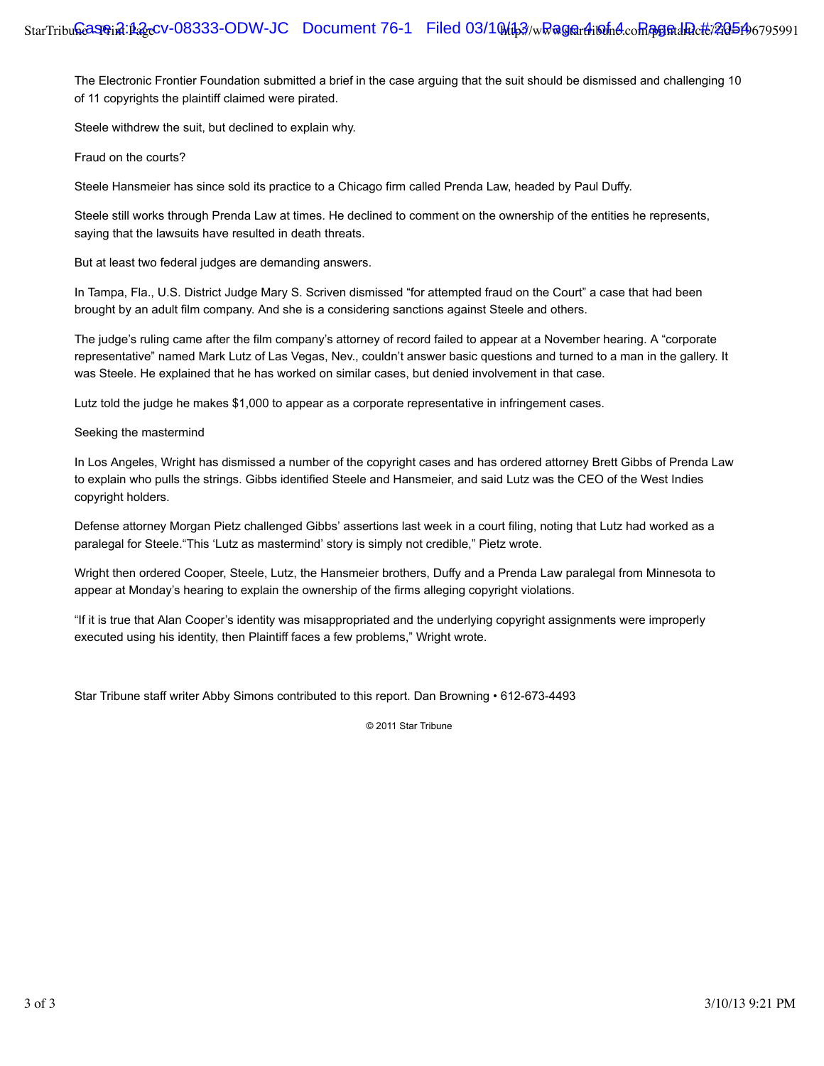The Electronic Frontier Foundation submitted a brief in the case arguing that the suit should be dismissed and challenging 10 of 11 copyrights the plaintiff claimed were pirated.

Steele withdrew the suit, but declined to explain why.

Fraud on the courts?

Steele Hansmeier has since sold its practice to a Chicago firm called Prenda Law, headed by Paul Duffy.

Steele still works through Prenda Law at times. He declined to comment on the ownership of the entities he represents, saying that the lawsuits have resulted in death threats.

But at least two federal judges are demanding answers.

In Tampa, Fla., U.S. District Judge Mary S. Scriven dismissed "for attempted fraud on the Court" a case that had been brought by an adult film company. And she is a considering sanctions against Steele and others.

The judge's ruling came after the film company's attorney of record failed to appear at a November hearing. A "corporate representative" named Mark Lutz of Las Vegas, Nev., couldn't answer basic questions and turned to a man in the gallery. It was Steele. He explained that he has worked on similar cases, but denied involvement in that case.

Lutz told the judge he makes $1,000 to appear as a corporate representative in infringement cases.

Seeking the mastermind

In Los Angeles, Wright has dismissed a number of the copyright cases and has ordered attorney Brett Gibbs of Prenda Law to explain who pulls the strings. Gibbs identified Steele and Hansmeier, and said Lutz was the CEO of the West Indies copyright holders.

Defense attorney Morgan Pietz challenged Gibbs' assertions last week in a court filing, noting that Lutz had worked as a paralegal for Steele."This 'Lutz as mastermind' story is simply not credible," Pietz wrote.

Wright then ordered Cooper, Steele, Lutz, the Hansmeier brothers, Duffy and a Prenda Law paralegal from Minnesota to appear at Monday's hearing to explain the ownership of the firms alleging copyright violations.

"If it is true that Alan Cooper's identity was misappropriated and the underlying copyright assignments were improperly executed using his identity, then Plaintiff faces a few problems," Wright wrote.

Star Tribune staff writer Abby Simons contributed to this report. Dan Browning • 612-673-4493

© 2011 Star Tribune